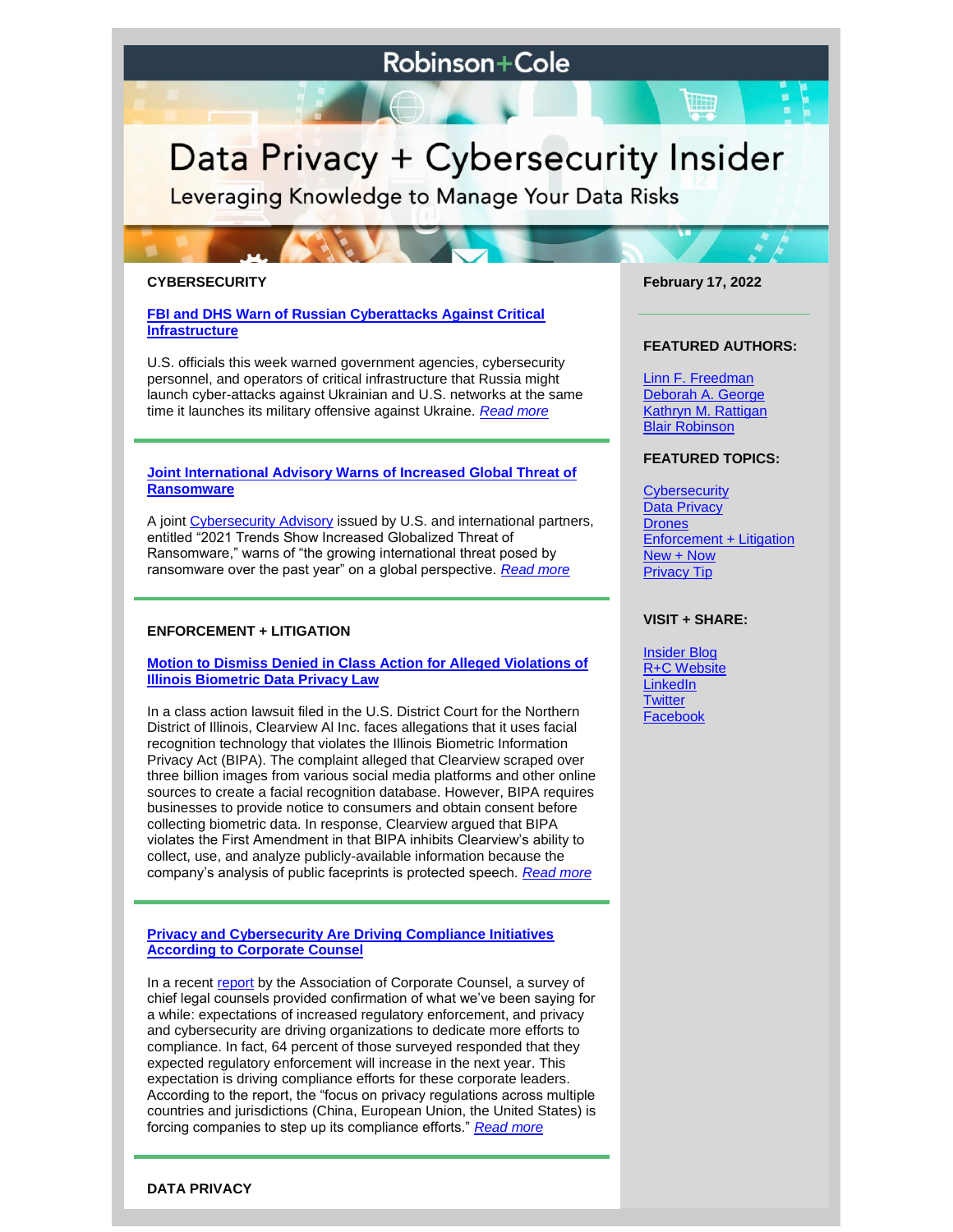# Robinson+Cole

# Data Privacy + Cybersecurity Insider

Leveraging Knowledge to Manage Your Data Risks

## CYBERSECURITY

### FBI and DHS Warn of Russian Cyberattacks Against Critical Infrastructure

U.S. officials this week warned government agencies, cybersecurity personnel, and operators of critical infrastructure that Russia might launch cyber-attacks against Ukrainian and U.S. networks at the same time it launches its military offensive against Ukraine. *Read more*

### Joint International Advisory Warns of Increased Global Threat of Ransomware

A joint Cybersecurity Advisory issued by U.S. and international partners, entitled "2021 Trends Show Increased Globalized Threat of Ransomware," warns of "the growing international threat posed by ransomware over the past year" on a global perspective. *Read more*

## ENFORCEMENT + LITIGATION

### Motion to Dismiss Denied in Class Action for Alleged Violations of Illinois Biometric Data Privacy Law

In a class action lawsuit filed in the U.S. District Court for the Northern District of Illinois, Clearview AI Inc. faces allegations that it uses facial recognition technology that violates the Illinois Biometric Information Privacy Act (BIPA). The complaint alleged that Clearview scraped over three billion images from various social media platforms and other online sources to create a facial recognition database. However, BIPA requires businesses to provide notice to consumers and obtain consent before collecting biometric data. In response, Clearview argued that BIPA violates the First Amendment in that BIPA inhibits Clearview's ability to collect, use, and analyze publicly-available information because the company's analysis of public faceprints is protected speech. *Read more*

### Privacy and Cybersecurity Are Driving Compliance Initiatives According to Corporate Counsel

In a recent report by the Association of Corporate Counsel, a survey of chief legal counsels provided confirmation of what we've been saying for a while: expectations of increased regulatory enforcement, and privacy and cybersecurity are driving organizations to dedicate more efforts to compliance. In fact, 64 percent of those surveyed responded that they expected regulatory enforcement will increase in the next year. This expectation is driving compliance efforts for these corporate leaders. According to the report, the "focus on privacy regulations across multiple countries and jurisdictions (China, European Union, the United States) is forcing companies to step up its compliance efforts." *Read more*

## DATA PRIVACY

**February 17, 2022**

**FEATURED AUTHORS:**

- Linn F. Freedman
- Deborah A. George
- Kathryn M. Rattigan
- Blair Robinson

**FEATURED TOPICS:**

- Cybersecurity
- Data Privacy
- Drones
- Enforcement + Litigation
- New + Now
- Privacy Tip

**VISIT + SHARE:**

- Insider Blog
- R+C Website
- LinkedIn
- Twitter
- Facebook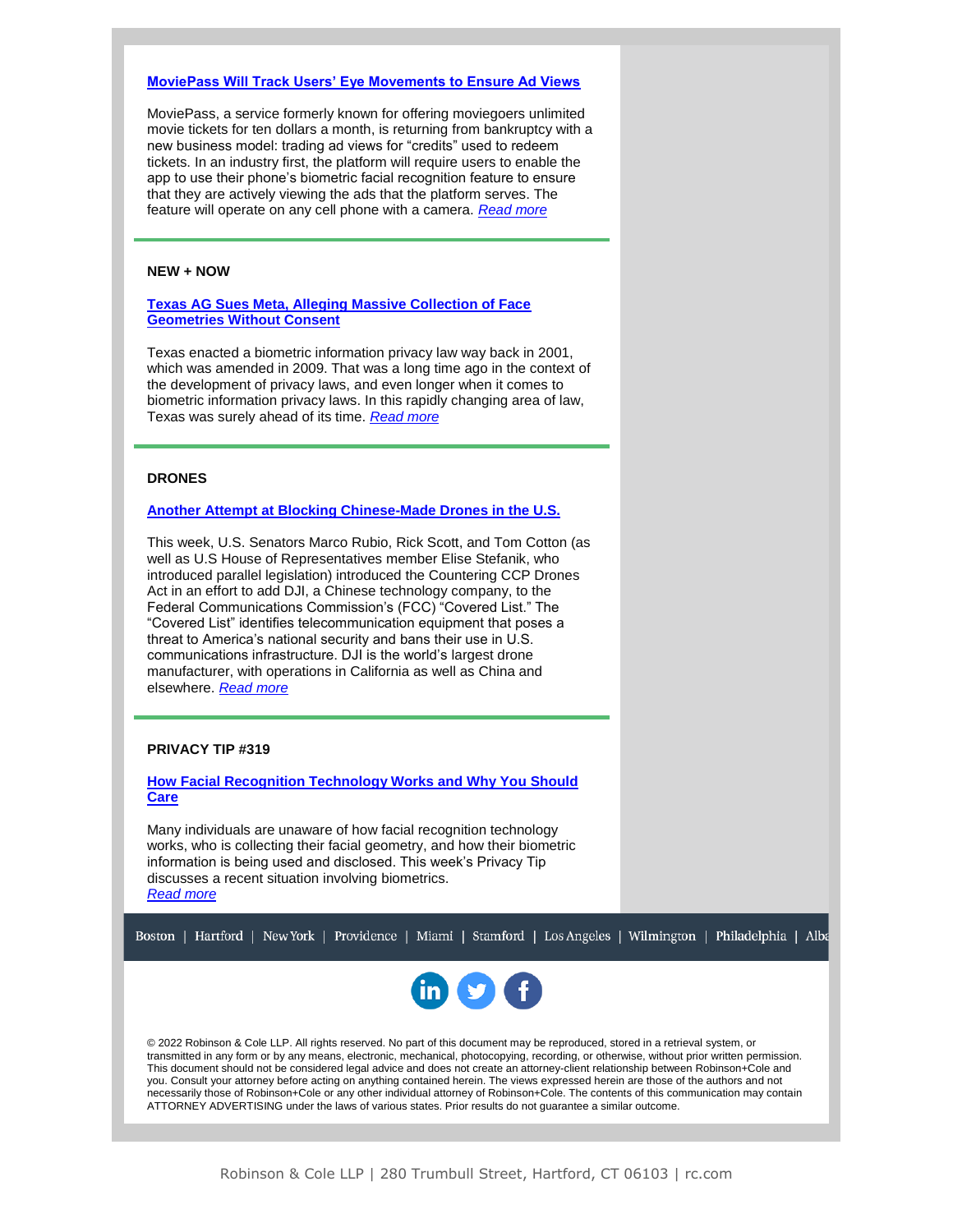**MoviePass Will Track Users' Eye Movements to Ensure Ad Views**

MoviePass, a service formerly known for offering moviegoers unlimited movie tickets for ten dollars a month, is returning from bankruptcy with a new business model: trading ad views for "credits" used to redeem tickets. In an industry first, the platform will require users to enable the app to use their phone's biometric facial recognition feature to ensure that they are actively viewing the ads that the platform serves. The feature will operate on any cell phone with a camera. *Read more*

---

## NEW + NOW

**Texas AG Sues Meta, Alleging Massive Collection of Face Geometries Without Consent**

Texas enacted a biometric information privacy law way back in 2001, which was amended in 2009. That was a long time ago in the context of the development of privacy laws, and even longer when it comes to biometric information privacy laws. In this rapidly changing area of law, Texas was surely ahead of its time. *Read more*

---

## DRONES

**Another Attempt at Blocking Chinese-Made Drones in the U.S.**

This week, U.S. Senators Marco Rubio, Rick Scott, and Tom Cotton (as well as U.S House of Representatives member Elise Stefanik, who introduced parallel legislation) introduced the Countering CCP Drones Act in an effort to add DJI, a Chinese technology company, to the Federal Communications Commission's (FCC) "Covered List." The "Covered List" identifies telecommunication equipment that poses a threat to America's national security and bans their use in U.S. communications infrastructure. DJI is the world's largest drone manufacturer, with operations in California as well as China and elsewhere. *Read more*

---

## PRIVACY TIP #319

**How Facial Recognition Technology Works and Why You Should Care**

Many individuals are unaware of how facial recognition technology works, who is collecting their facial geometry, and how their biometric information is being used and disclosed. This week's Privacy Tip discusses a recent situation involving biometrics.
*Read more*

Boston | Hartford | New York | Providence | Miami | Stamford | Los Angeles | Wilmington | Philadelphia | Alba

© 2022 Robinson & Cole LLP. All rights reserved. No part of this document may be reproduced, stored in a retrieval system, or transmitted in any form or by any means, electronic, mechanical, photocopying, recording, or otherwise, without prior written permission. This document should not be considered legal advice and does not create an attorney-client relationship between Robinson+Cole and you. Consult your attorney before acting on anything contained herein. The views expressed herein are those of the authors and not necessarily those of Robinson+Cole or any other individual attorney of Robinson+Cole. The contents of this communication may contain ATTORNEY ADVERTISING under the laws of various states. Prior results do not guarantee a similar outcome.

Robinson & Cole LLP | 280 Trumbull Street, Hartford, CT 06103 | rc.com